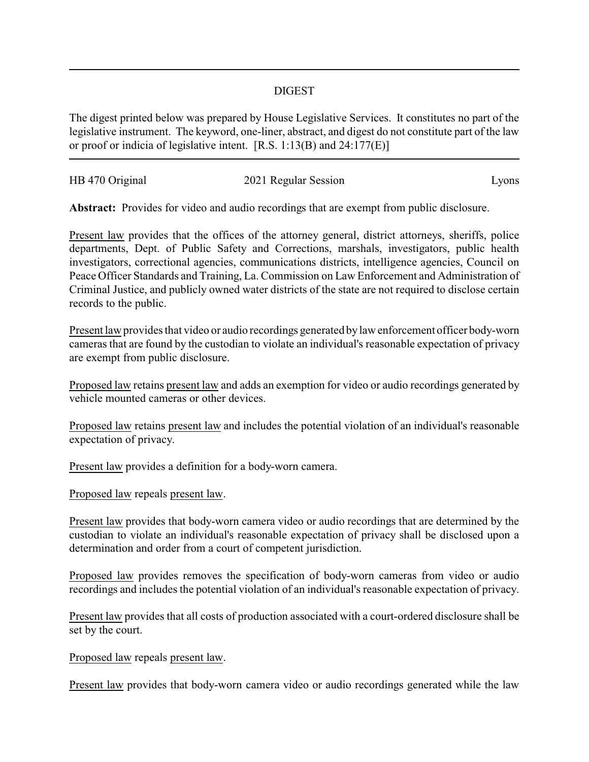## DIGEST

The digest printed below was prepared by House Legislative Services. It constitutes no part of the legislative instrument. The keyword, one-liner, abstract, and digest do not constitute part of the law or proof or indicia of legislative intent. [R.S. 1:13(B) and 24:177(E)]

HB 470 Original — 2021 Regular Session — Lyons

**Abstract:** Provides for video and audio recordings that are exempt from public disclosure.

Present law provides that the offices of the attorney general, district attorneys, sheriffs, police departments, Dept. of Public Safety and Corrections, marshals, investigators, public health investigators, correctional agencies, communications districts, intelligence agencies, Council on Peace Officer Standards and Training, La. Commission on Law Enforcement and Administration of Criminal Justice, and publicly owned water districts of the state are not required to disclose certain records to the public.

Present law provides that video or audio recordings generated by law enforcement officer body-worn cameras that are found by the custodian to violate an individual's reasonable expectation of privacy are exempt from public disclosure.

Proposed law retains present law and adds an exemption for video or audio recordings generated by vehicle mounted cameras or other devices.

Proposed law retains present law and includes the potential violation of an individual's reasonable expectation of privacy.

Present law provides a definition for a body-worn camera.

Proposed law repeals present law.

Present law provides that body-worn camera video or audio recordings that are determined by the custodian to violate an individual's reasonable expectation of privacy shall be disclosed upon a determination and order from a court of competent jurisdiction.

Proposed law provides removes the specification of body-worn cameras from video or audio recordings and includes the potential violation of an individual's reasonable expectation of privacy.

Present law provides that all costs of production associated with a court-ordered disclosure shall be set by the court.

Proposed law repeals present law.

Present law provides that body-worn camera video or audio recordings generated while the law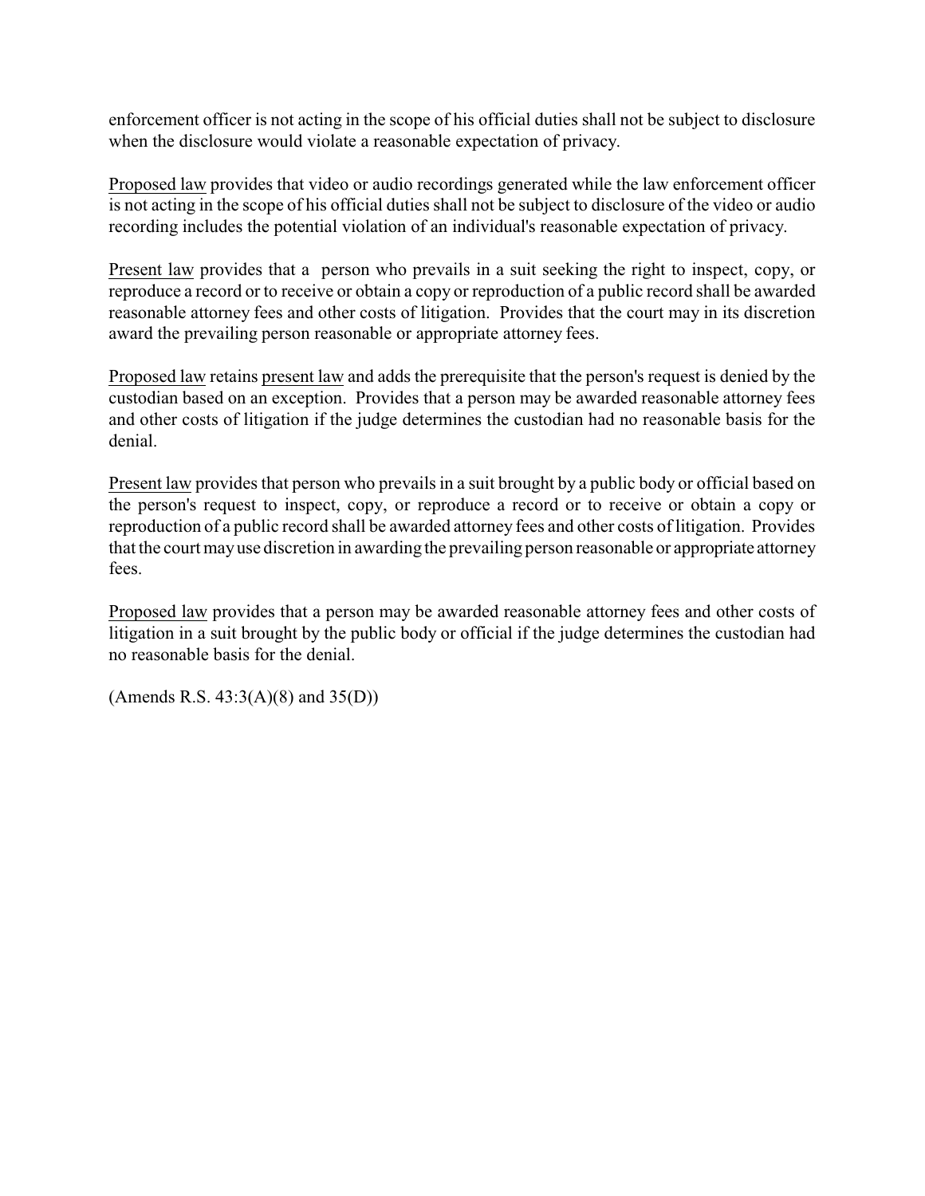enforcement officer is not acting in the scope of his official duties shall not be subject to disclosure when the disclosure would violate a reasonable expectation of privacy.

Proposed law provides that video or audio recordings generated while the law enforcement officer is not acting in the scope of his official duties shall not be subject to disclosure of the video or audio recording includes the potential violation of an individual's reasonable expectation of privacy.

Present law provides that a person who prevails in a suit seeking the right to inspect, copy, or reproduce a record or to receive or obtain a copy or reproduction of a public record shall be awarded reasonable attorney fees and other costs of litigation. Provides that the court may in its discretion award the prevailing person reasonable or appropriate attorney fees.

Proposed law retains present law and adds the prerequisite that the person's request is denied by the custodian based on an exception. Provides that a person may be awarded reasonable attorney fees and other costs of litigation if the judge determines the custodian had no reasonable basis for the denial.

Present law provides that person who prevails in a suit brought by a public body or official based on the person's request to inspect, copy, or reproduce a record or to receive or obtain a copy or reproduction of a public record shall be awarded attorney fees and other costs of litigation. Provides that the court may use discretion in awarding the prevailing person reasonable or appropriate attorney fees.

Proposed law provides that a person may be awarded reasonable attorney fees and other costs of litigation in a suit brought by the public body or official if the judge determines the custodian had no reasonable basis for the denial.

(Amends R.S. 43:3(A)(8) and 35(D))